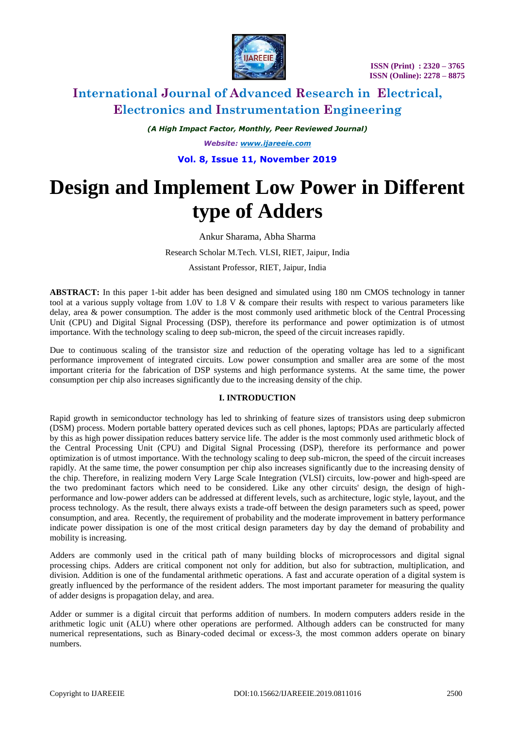# Design and Implement Low Power in Different type of Adders

Ankur Sharama, Abha Sharma

Research Scholar M.Tech. VLSI, RIET, Jaipur, India

Assistant Professor, RIET, Jaipur, India

**ABSTRACT:** In this paper 1-bit adder has been designed and simulated using 180 nm CMOS technology in tanner tool at a various supply voltage from 1.0V to 1.8 V & compare their results with respect to various parameters like delay, area & power consumption. The adder is the most commonly used arithmetic block of the Central Processing Unit (CPU) and Digital Signal Processing (DSP), therefore its performance and power optimization is of utmost importance. With the technology scaling to deep sub-micron, the speed of the circuit increases rapidly.

Due to continuous scaling of the transistor size and reduction of the operating voltage has led to a significant performance improvement of integrated circuits. Low power consumption and smaller area are some of the most important criteria for the fabrication of DSP systems and high performance systems. At the same time, the power consumption per chip also increases significantly due to the increasing density of the chip.

## I. INTRODUCTION

Rapid growth in semiconductor technology has led to shrinking of feature sizes of transistors using deep submicron (DSM) process. Modern portable battery operated devices such as cell phones, laptops; PDAs are particularly affected by this as high power dissipation reduces battery service life. The adder is the most commonly used arithmetic block of the Central Processing Unit (CPU) and Digital Signal Processing (DSP), therefore its performance and power optimization is of utmost importance. With the technology scaling to deep sub-micron, the speed of the circuit increases rapidly. At the same time, the power consumption per chip also increases significantly due to the increasing density of the chip. Therefore, in realizing modern Very Large Scale Integration (VLSI) circuits, low-power and high-speed are the two predominant factors which need to be considered. Like any other circuits' design, the design of high-performance and low-power adders can be addressed at different levels, such as architecture, logic style, layout, and the process technology. As the result, there always exists a trade-off between the design parameters such as speed, power consumption, and area. Recently, the requirement of probability and the moderate improvement in battery performance indicate power dissipation is one of the most critical design parameters day by day the demand of probability and mobility is increasing.

Adders are commonly used in the critical path of many building blocks of microprocessors and digital signal processing chips. Adders are critical component not only for addition, but also for subtraction, multiplication, and division. Addition is one of the fundamental arithmetic operations. A fast and accurate operation of a digital system is greatly influenced by the performance of the resident adders. The most important parameter for measuring the quality of adder designs is propagation delay, and area.

Adder or summer is a digital circuit that performs addition of numbers. In modern computers adders reside in the arithmetic logic unit (ALU) where other operations are performed. Although adders can be constructed for many numerical representations, such as Binary-coded decimal or excess-3, the most common adders operate on binary numbers.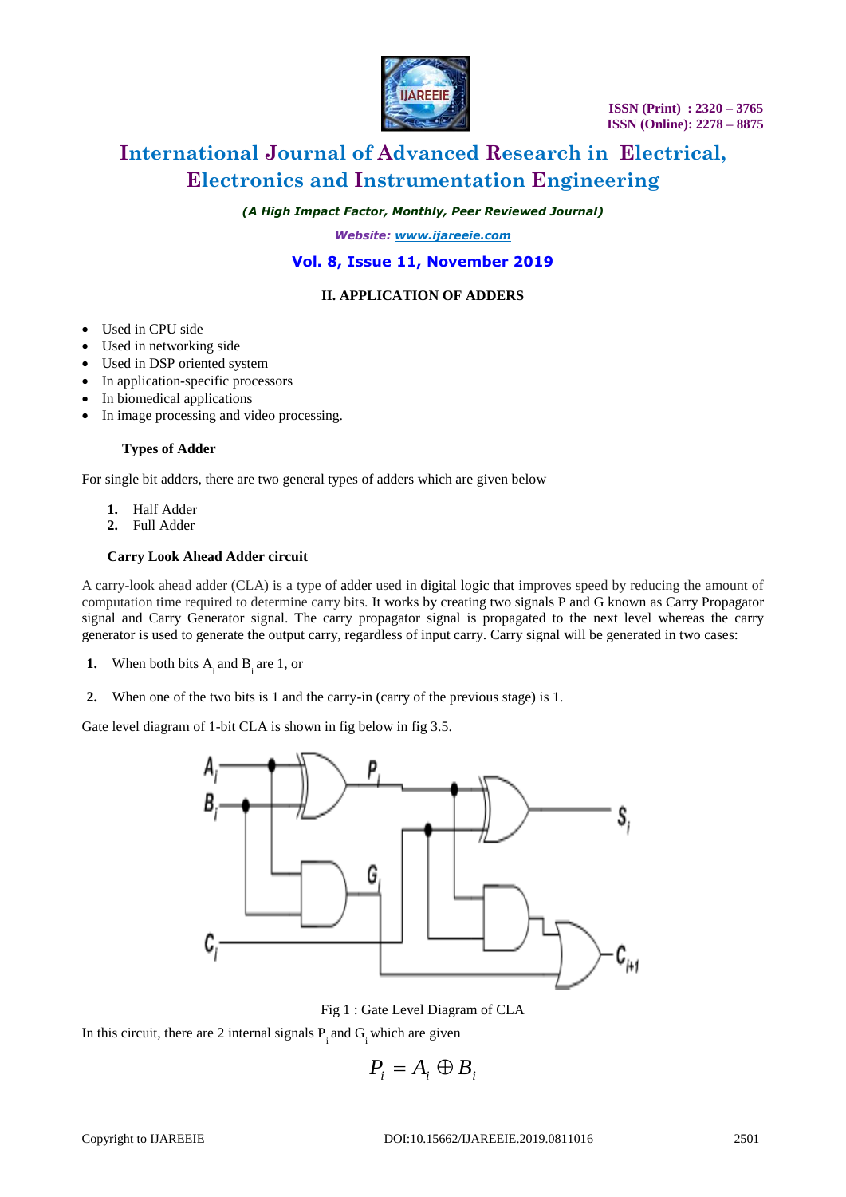## II. APPLICATION OF ADDERS

- Used in CPU side
- Used in networking side
- Used in DSP oriented system
- In application-specific processors
- In biomedical applications
- In image processing and video processing.

### Types of Adder

For single bit adders, there are two general types of adders which are given below

1. Half Adder
2. Full Adder

### Carry Look Ahead Adder circuit

A carry-look ahead adder (CLA) is a type of adder used in digital logic that improves speed by reducing the amount of computation time required to determine carry bits. It works by creating two signals P and G known as Carry Propagator signal and Carry Generator signal. The carry propagator signal is propagated to the next level whereas the carry generator is used to generate the output carry, regardless of input carry. Carry signal will be generated in two cases:

1. When both bits $A_i$ and $B_i$ are 1, or
2. When one of the two bits is 1 and the carry-in (carry of the previous stage) is 1.

Gate level diagram of 1-bit CLA is shown in fig below in fig 3.5.

Fig 1 : Gate Level Diagram of CLA

In this circuit, there are 2 internal signals $P_i$ and $G_i$ which are given

$$P_i = A_i \oplus B_i$$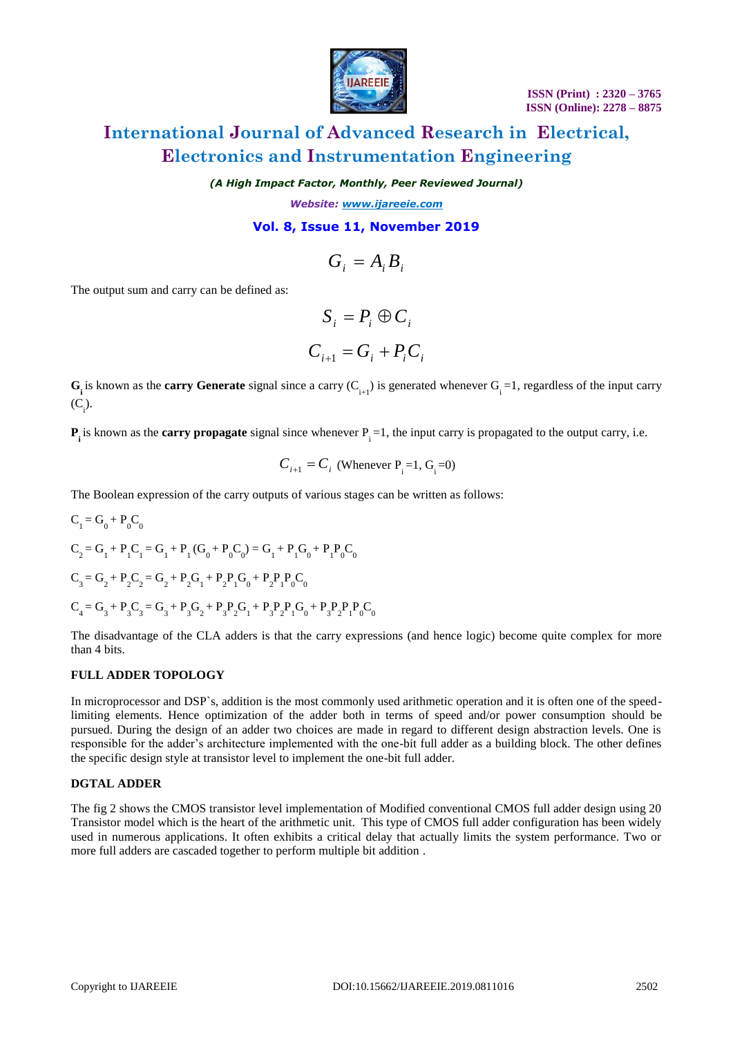$$G_i = A_i B_i$$

The output sum and carry can be defined as:

$$S_i = P_i \oplus C_i$$

$$C_{i+1} = G_i + P_i C_i$$

$\mathbf{G_i}$ is known as the **carry Generate** signal since a carry ($C_{i+1}$) is generated whenever $G_i$ =1, regardless of the input carry ($C_i$).

$\mathbf{P_i}$ is known as the **carry propagate** signal since whenever $P_i$ =1, the input carry is propagated to the output carry, i.e.

$$C_{i+1} = C_i \text{ (Whenever } P_i=1, G_i=0)$$

The Boolean expression of the carry outputs of various stages can be written as follows:

$C_1 = G_0 + P_0C_0$

$C_2 = G_1 + P_1C_1 = G_1 + P_1(G_0 + P_0C_0) = G_1 + P_1G_0 + P_1P_0C_0$

$C_3 = G_2 + P_2C_2 = G_2 + P_2G_1 + P_2P_1G_0 + P_2P_1P_0C_0$

$C_4 = G_3 + P_3C_3 = G_3 + P_3G_2 + P_3P_2G_1 + P_3P_2P_1G_0 + P_3P_2P_1P_0C_0$

The disadvantage of the CLA adders is that the carry expressions (and hence logic) become quite complex for more than 4 bits.

### FULL ADDER TOPOLOGY

In microprocessor and DSP`s, addition is the most commonly used arithmetic operation and it is often one of the speed-limiting elements. Hence optimization of the adder both in terms of speed and/or power consumption should be pursued. During the design of an adder two choices are made in regard to different design abstraction levels. One is responsible for the adder's architecture implemented with the one-bit full adder as a building block. The other defines the specific design style at transistor level to implement the one-bit full adder.

### DGTAL ADDER

The fig 2 shows the CMOS transistor level implementation of Modified conventional CMOS full adder design using 20 Transistor model which is the heart of the arithmetic unit. This type of CMOS full adder configuration has been widely used in numerous applications. It often exhibits a critical delay that actually limits the system performance. Two or more full adders are cascaded together to perform multiple bit addition .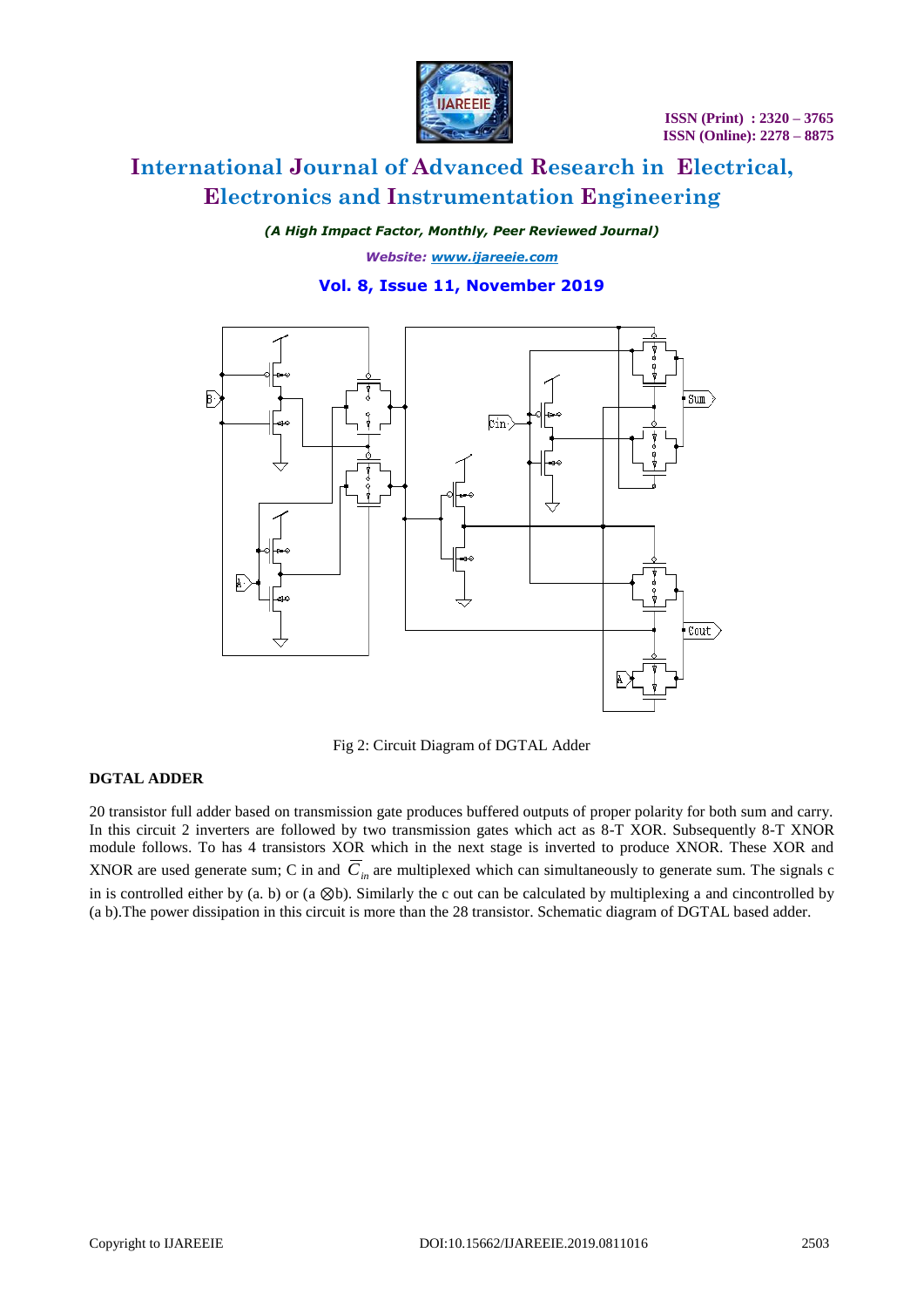Fig 2: Circuit Diagram of DGTAL Adder

**DGTAL ADDER**

20 transistor full adder based on transmission gate produces buffered outputs of proper polarity for both sum and carry. In this circuit 2 inverters are followed by two transmission gates which act as 8-T XOR. Subsequently 8-T XNOR module follows. To has 4 transistors XOR which in the next stage is inverted to produce XNOR. These XOR and XNOR are used generate sum; C in and $\overline{C}_{in}$ are multiplexed which can simultaneously to generate sum. The signals c in is controlled either by (a. b) or (a $\otimes$b). Similarly the c out can be calculated by multiplexing a and cincontrolled by (a b).The power dissipation in this circuit is more than the 28 transistor. Schematic diagram of DGTAL based adder.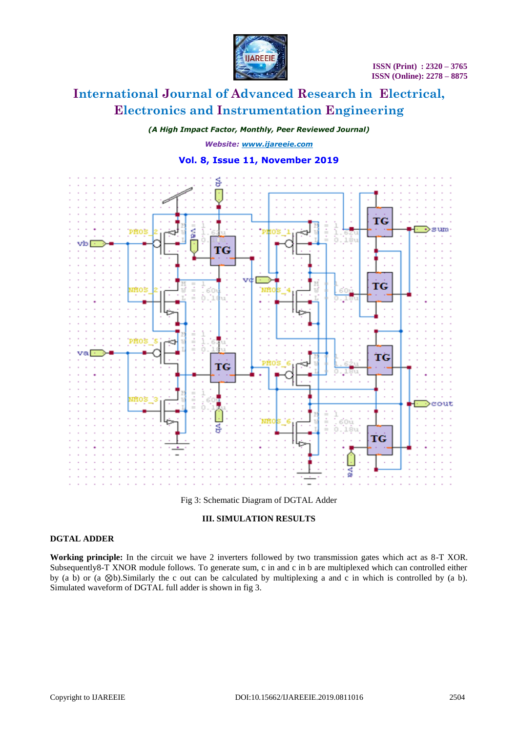Fig 3: Schematic Diagram of DGTAL Adder

### III. SIMULATION RESULTS

**DGTAL ADDER**

**Working principle:** In the circuit we have 2 inverters followed by two transmission gates which act as 8-T XOR. Subsequently8-T XNOR module follows. To generate sum, c in and c in b are multiplexed which can controlled either by (a b) or (a ⊗b).Similarly the c out can be calculated by multiplexing a and c in which is controlled by (a b). Simulated waveform of DGTAL full adder is shown in fig 3.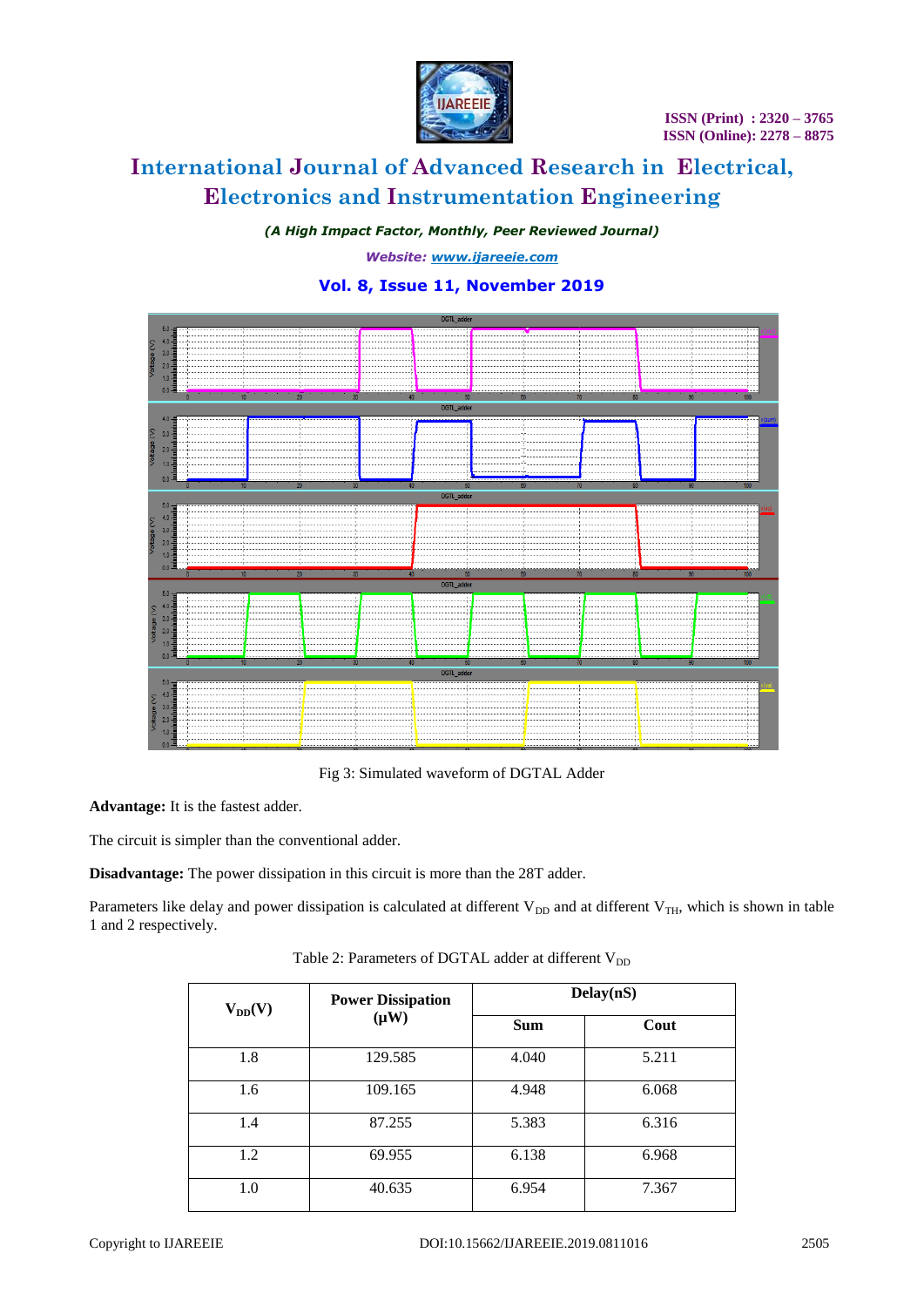Fig 3: Simulated waveform of DGTAL Adder

**Advantage:** It is the fastest adder.

The circuit is simpler than the conventional adder.

**Disadvantage:** The power dissipation in this circuit is more than the 28T adder.

Parameters like delay and power dissipation is calculated at different $V_{DD}$ and at different $V_{TH}$, which is shown in table 1 and 2 respectively.

Table 2: Parameters of DGTAL adder at different $V_{DD}$

| $V_{DD}$(V) | Power Dissipation (μW) | Delay(nS) | |
|---|---|---|---|
| | | Sum | Cout |
| 1.8 | 129.585 | 4.040 | 5.211 |
| 1.6 | 109.165 | 4.948 | 6.068 |
| 1.4 | 87.255 | 5.383 | 6.316 |
| 1.2 | 69.955 | 6.138 | 6.968 |
| 1.0 | 40.635 | 6.954 | 7.367 |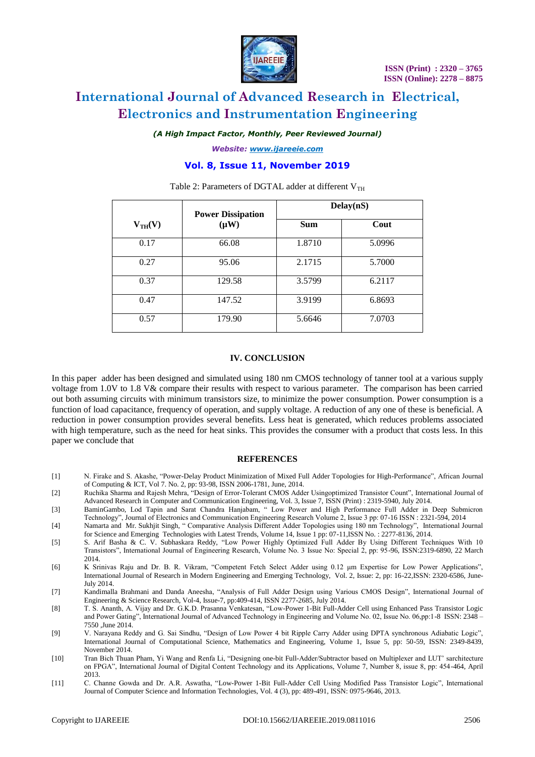Table 2: Parameters of DGTAL adder at different $V_{TH}$

| $V_{TH}$(V) | Power Dissipation (μW) | Delay(nS) | |
|---|---|---|---|
| | | Sum | Cout |
| 0.17 | 66.08 | 1.8710 | 5.0996 |
| 0.27 | 95.06 | 2.1715 | 5.7000 |
| 0.37 | 129.58 | 3.5799 | 6.2117 |
| 0.47 | 147.52 | 3.9199 | 6.8693 |
| 0.57 | 179.90 | 5.6646 | 7.0703 |

## IV. CONCLUSION

In this paper adder has been designed and simulated using 180 nm CMOS technology of tanner tool at a various supply voltage from 1.0V to 1.8 V& compare their results with respect to various parameter. The comparison has been carried out both assuming circuits with minimum transistors size, to minimize the power consumption. Power consumption is a function of load capacitance, frequency of operation, and supply voltage. A reduction of any one of these is beneficial. A reduction in power consumption provides several benefits. Less heat is generated, which reduces problems associated with high temperature, such as the need for heat sinks. This provides the consumer with a product that costs less. In this paper we conclude that

## REFERENCES

[1] N. Firake and S. Akashe, "Power-Delay Product Minimization of Mixed Full Adder Topologies for High-Performance", African Journal of Computing & ICT, Vol 7. No. 2, pp: 93-98, ISSN 2006-1781, June, 2014.

[2] Ruchika Sharma and Rajesh Mehra, "Design of Error-Tolerant CMOS Adder Usingoptimized Transistor Count", International Journal of Advanced Research in Computer and Communication Engineering, Vol. 3, Issue 7, ISSN (Print) : 2319-5940, July 2014.

[3] BaminGambo, Lod Tapin and Sarat Chandra Hanjabam, " Low Power and High Performance Full Adder in Deep Submicron Technology", Journal of Electronics and Communication Engineering Research Volume 2, Issue 3 pp: 07-16 ISSN : 2321-594, 2014

[4] Namarta and Mr. Sukhjit Singh, " Comparative Analysis Different Adder Topologies using 180 nm Technology", International Journal for Science and Emerging Technologies with Latest Trends, Volume 14, Issue 1 pp: 07-11,ISSN No. : 2277-8136, 2014.

[5] S. Arif Basha & C. V. Subhaskara Reddy, "Low Power Highly Optimized Full Adder By Using Different Techniques With 10 Transistors", International Journal of Engineering Research, Volume No. 3 Issue No: Special 2, pp: 95-96, ISSN:2319-6890, 22 March 2014.

[6] K Srinivas Raju and Dr. B. R. Vikram, "Competent Fetch Select Adder using 0.12 µm Expertise for Low Power Applications", International Journal of Research in Modern Engineering and Emerging Technology, Vol. 2, Issue: 2, pp: 16-22,ISSN: 2320-6586, June-July 2014.

[7] Kandimalla Brahmani and Danda Aneesha, "Analysis of Full Adder Design using Various CMOS Design", International Journal of Engineering & Science Research, Vol-4, Issue-7, pp:409-414, ISSN 2277-2685, July 2014.

[8] T. S. Ananth, A. Vijay and Dr. G.K.D. Prasanna Venkatesan, "Low-Power 1-Bit Full-Adder Cell using Enhanced Pass Transistor Logic and Power Gating", International Journal of Advanced Technology in Engineering and Volume No. 02, Issue No. 06,pp:1-8 ISSN: 2348 – 7550 ,June 2014.

[9] V. Narayana Reddy and G. Sai Sindhu, "Design of Low Power 4 bit Ripple Carry Adder using DPTA synchronous Adiabatic Logic", International Journal of Computational Science, Mathematics and Engineering, Volume 1, Issue 5, pp: 50-59, ISSN: 2349-8439, November 2014.

[10] Tran Bich Thuan Pham, Yi Wang and Renfa Li, "Designing one-bit Full-Adder/Subtractor based on Multiplexer and LUT' sarchitecture on FPGA", International Journal of Digital Content Technology and its Applications, Volume 7, Number 8, issue 8, pp: 454-464, April 2013.

[11] C. Channe Gowda and Dr. A.R. Aswatha, "Low-Power 1-Bit Full-Adder Cell Using Modified Pass Transistor Logic", International Journal of Computer Science and Information Technologies, Vol. 4 (3), pp: 489-491, ISSN: 0975-9646, 2013.